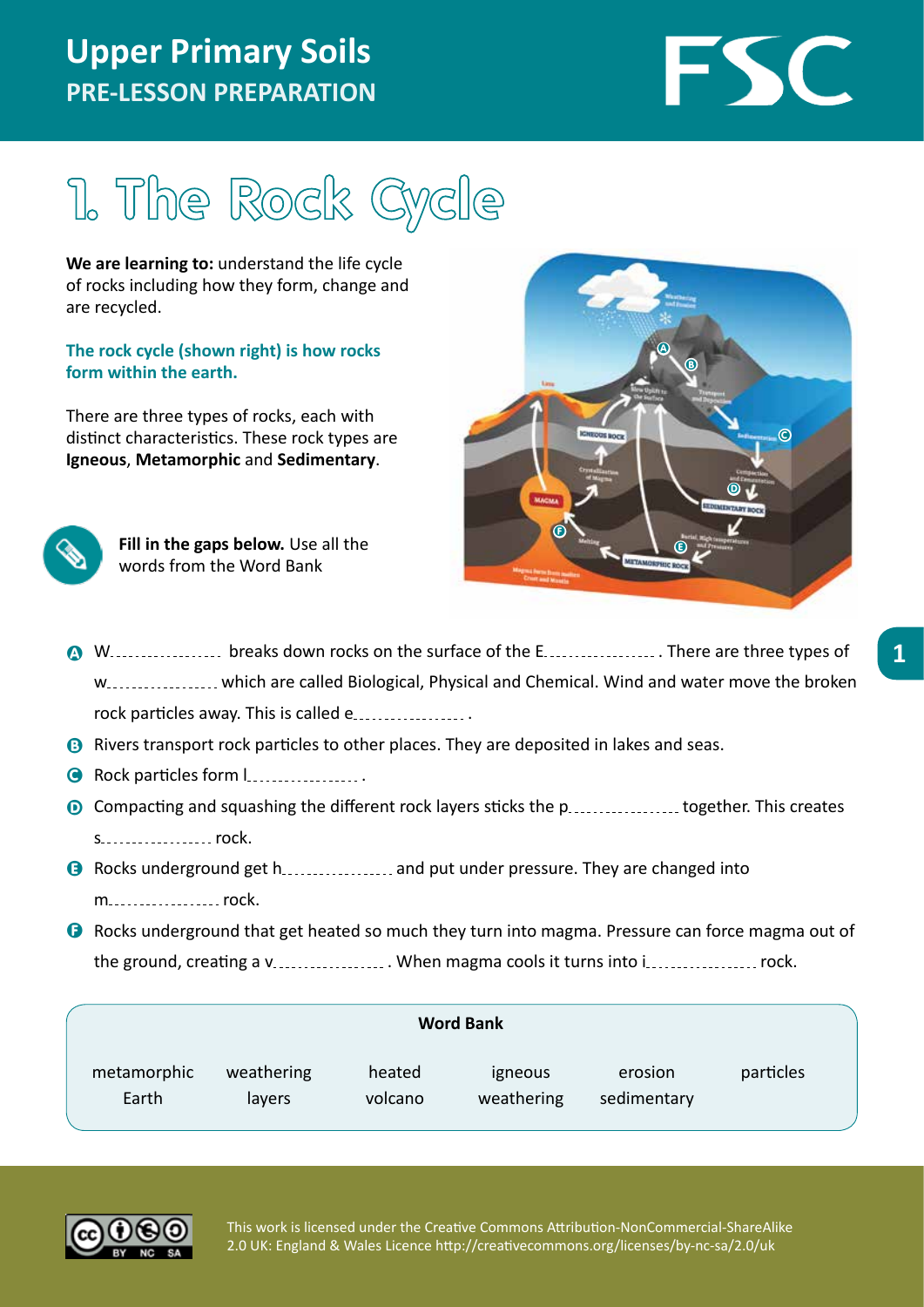# Upper Primary Soils

## PRE-LESSON PREPARATION

# 1. The Rock Cycle

**We are learning to:** understand the life cycle of rocks including how they form, change and are recycled.

**The rock cycle (shown right) is how rocks form within the earth.**

There are three types of rocks, each with distinct characteristics. These rock types are **Igneous**, **Metamorphic** and **Sedimentary**.

**Fill in the gaps below.** Use all the words from the Word Bank

- **A** W.................. breaks down rocks on the surface of the E.................. . There are three types of w.................. which are called Biological, Physical and Chemical. Wind and water move the broken rock particles away. This is called e.................. .
- **B** Rivers transport rock particles to other places. They are deposited in lakes and seas.
- **C** Rock particles form l.................. .
- **D** Compacting and squashing the different rock layers sticks the p.................. together. This creates s.................. rock.
- **E** Rocks underground get h.................. and put under pressure. They are changed into m.................. rock.
- **F** Rocks underground that get heated so much they turn into magma. Pressure can force magma out of the ground, creating a v.................. . When magma cools it turns into i.................. rock.

**Word Bank**

| | | | | | |
|---|---|---|---|---|---|
| metamorphic | weathering | heated | igneous | erosion | particles |
| Earth | layers | volcano | weathering | sedimentary | |

This work is licensed under the Creative Commons Attribution-NonCommercial-ShareAlike 2.0 UK: England & Wales Licence http://creativecommons.org/licenses/by-nc-sa/2.0/uk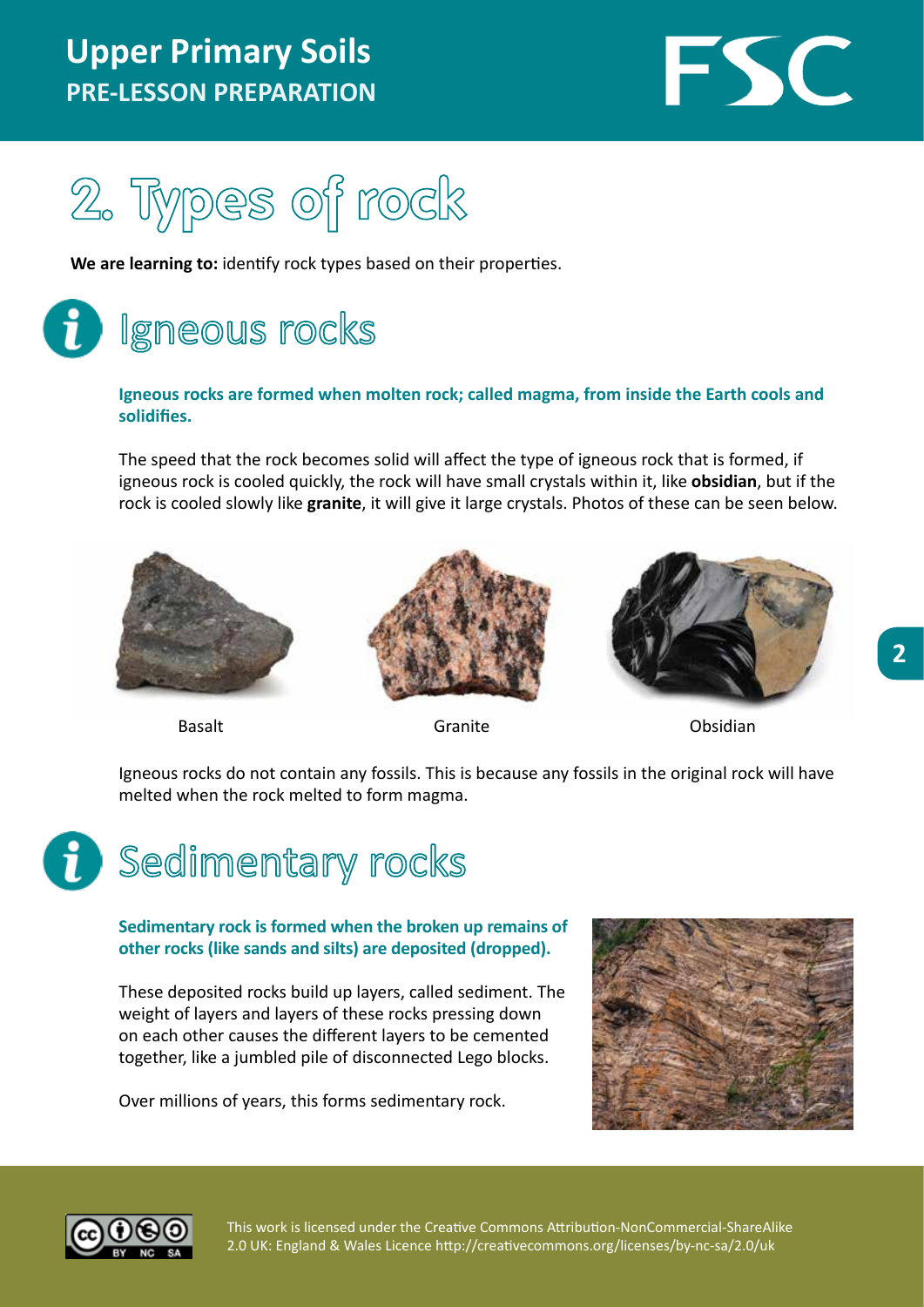# 2. Types of rock

**We are learning to:** identify rock types based on their properties.

## Igneous rocks

**Igneous rocks are formed when molten rock; called magma, from inside the Earth cools and solidifies.**

The speed that the rock becomes solid will affect the type of igneous rock that is formed, if igneous rock is cooled quickly, the rock will have small crystals within it, like **obsidian**, but if the rock is cooled slowly like **granite**, it will give it large crystals. Photos of these can be seen below.

Basalt

Granite

Obsidian

Igneous rocks do not contain any fossils. This is because any fossils in the original rock will have melted when the rock melted to form magma.

## Sedimentary rocks

**Sedimentary rock is formed when the broken up remains of other rocks (like sands and silts) are deposited (dropped).**

These deposited rocks build up layers, called sediment. The weight of layers and layers of these rocks pressing down on each other causes the different layers to be cemented together, like a jumbled pile of disconnected Lego blocks.

Over millions of years, this forms sedimentary rock.

This work is licensed under the Creative Commons Attribution-NonCommercial-ShareAlike 2.0 UK: England & Wales Licence http://creativecommons.org/licenses/by-nc-sa/2.0/uk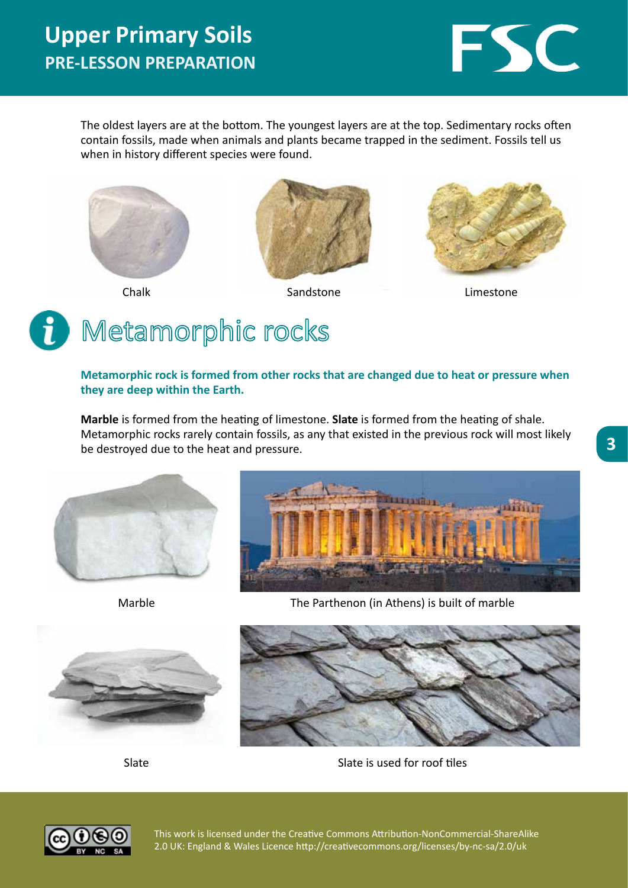The oldest layers are at the bottom. The youngest layers are at the top. Sedimentary rocks often contain fossils, made when animals and plants became trapped in the sediment. Fossils tell us when in history different species were found.

Chalk

Sandstone

Limestone

# Metamorphic rocks

**Metamorphic rock is formed from other rocks that are changed due to heat or pressure when they are deep within the Earth.**

**Marble** is formed from the heating of limestone. **Slate** is formed from the heating of shale. Metamorphic rocks rarely contain fossils, as any that existed in the previous rock will most likely be destroyed due to the heat and pressure.

Marble

The Parthenon (in Athens) is built of marble

Slate

Slate is used for roof tiles

This work is licensed under the Creative Commons Attribution-NonCommercial-ShareAlike 2.0 UK: England & Wales Licence http://creativecommons.org/licenses/by-nc-sa/2.0/uk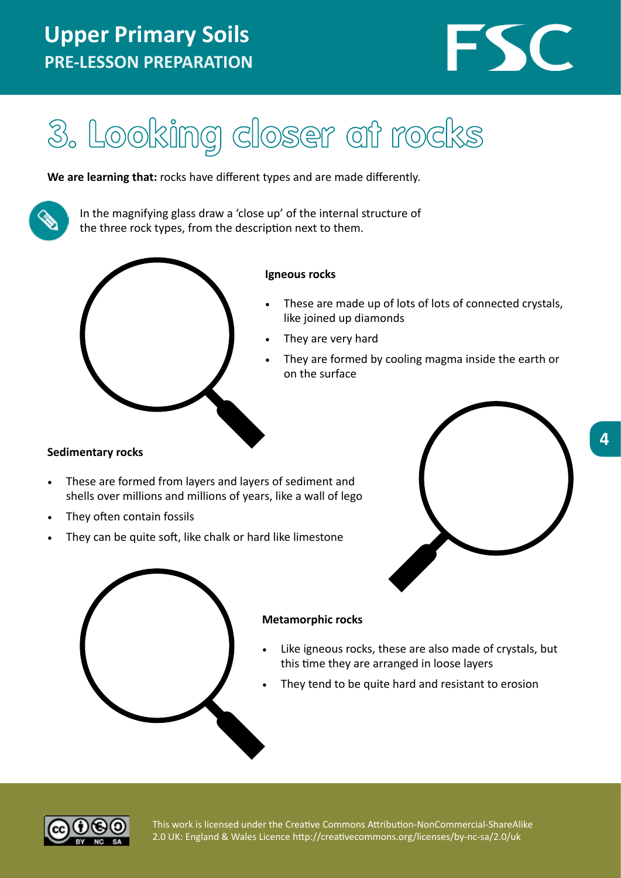# Upper Primary Soils

## PRE-LESSON PREPARATION

# 3. Looking closer at rocks

**We are learning that:** rocks have different types and are made differently.

In the magnifying glass draw a 'close up' of the internal structure of the three rock types, from the description next to them.

### Igneous rocks

- These are made up of lots of lots of connected crystals, like joined up diamonds
- They are very hard
- They are formed by cooling magma inside the earth or on the surface

### Sedimentary rocks

- These are formed from layers and layers of sediment and shells over millions and millions of years, like a wall of lego
- They often contain fossils
- They can be quite soft, like chalk or hard like limestone

### Metamorphic rocks

- Like igneous rocks, these are also made of crystals, but this time they are arranged in loose layers
- They tend to be quite hard and resistant to erosion

This work is licensed under the Creative Commons Attribution-NonCommercial-ShareAlike 2.0 UK: England & Wales Licence http://creativecommons.org/licenses/by-nc-sa/2.0/uk